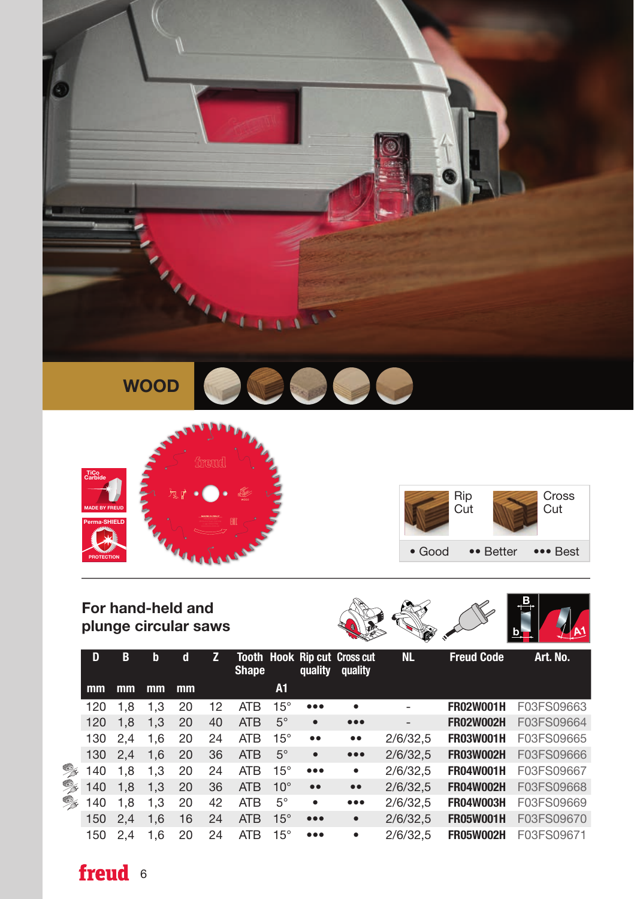## WOOD

TiCo Carbide — MADE BY FREUD

Perma-SHIELD PROTECTION

| Rip Cut | Cross Cut |
|---|---|
| • Good | •• Better | ••• Best |

### For hand-held and plunge circular saws

| D | B | b | d | Z | Tooth Shape | Hook | Rip cut quality | Cross cut quality | NL | Freud Code | Art. No. |
|---|---|---|---|---|---|---|---|---|---|---|---|
| mm | mm | mm | mm | | | A1 | | | | | |
| 120 | 1,8 | 1,3 | 20 | 12 | ATB | 15° | ••• | • | - | **FR02W001H** | F03FS09663 |
| 120 | 1,8 | 1,3 | 20 | 40 | ATB | 5° | • | ••• | - | **FR02W002H** | F03FS09664 |
| 130 | 2,4 | 1,6 | 20 | 24 | ATB | 15° | •• | •• | 2/6/32,5 | **FR03W001H** | F03FS09665 |
| 130 | 2,4 | 1,6 | 20 | 36 | ATB | 5° | • | ••• | 2/6/32,5 | **FR03W002H** | F03FS09666 |
| 140 | 1,8 | 1,3 | 20 | 24 | ATB | 15° | ••• | • | 2/6/32,5 | **FR04W001H** | F03FS09667 |
| 140 | 1,8 | 1,3 | 20 | 36 | ATB | 10° | •• | •• | 2/6/32,5 | **FR04W002H** | F03FS09668 |
| 140 | 1,8 | 1,3 | 20 | 42 | ATB | 5° | • | ••• | 2/6/32,5 | **FR04W003H** | F03FS09669 |
| 150 | 2,4 | 1,6 | 16 | 24 | ATB | 15° | ••• | • | 2/6/32,5 | **FR05W001H** | F03FS09670 |
| 150 | 2,4 | 1,6 | 20 | 24 | ATB | 15° | ••• | • | 2/6/32,5 | **FR05W002H** | F03FS09671 |

freud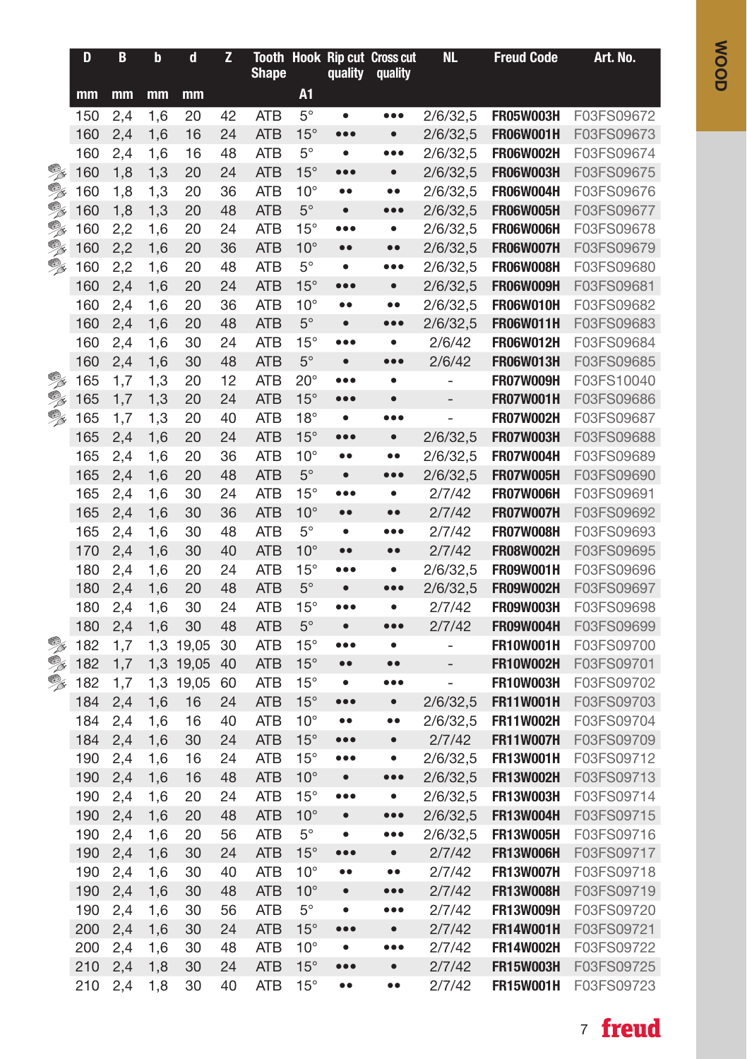| D | B | b | d | Z | Tooth Shape | Hook | Rip cut quality | Cross cut quality | NL | Freud Code | Art. No. |
|---|---|---|---|---|---|---|---|---|---|---|---|
| mm | mm | mm | mm | | | A1 | | | | | |
| 150 | 2,4 | 1,6 | 20 | 42 | ATB | 5° | • | ••• | 2/6/32,5 | **FR05W003H** | F03FS09672 |
| 160 | 2,4 | 1,6 | 16 | 24 | ATB | 15° | ••• | • | 2/6/32,5 | **FR06W001H** | F03FS09673 |
| 160 | 2,4 | 1,6 | 16 | 48 | ATB | 5° | • | ••• | 2/6/32,5 | **FR06W002H** | F03FS09674 |
| 160 | 1,8 | 1,3 | 20 | 24 | ATB | 15° | ••• | • | 2/6/32,5 | **FR06W003H** | F03FS09675 |
| 160 | 1,8 | 1,3 | 20 | 36 | ATB | 10° | •• | •• | 2/6/32,5 | **FR06W004H** | F03FS09676 |
| 160 | 1,8 | 1,3 | 20 | 48 | ATB | 5° | • | ••• | 2/6/32,5 | **FR06W005H** | F03FS09677 |
| 160 | 2,2 | 1,6 | 20 | 24 | ATB | 15° | ••• | • | 2/6/32,5 | **FR06W006H** | F03FS09678 |
| 160 | 2,2 | 1,6 | 20 | 36 | ATB | 10° | •• | •• | 2/6/32,5 | **FR06W007H** | F03FS09679 |
| 160 | 2,2 | 1,6 | 20 | 48 | ATB | 5° | • | ••• | 2/6/32,5 | **FR06W008H** | F03FS09680 |
| 160 | 2,4 | 1,6 | 20 | 24 | ATB | 15° | ••• | • | 2/6/32,5 | **FR06W009H** | F03FS09681 |
| 160 | 2,4 | 1,6 | 20 | 36 | ATB | 10° | •• | •• | 2/6/32,5 | **FR06W010H** | F03FS09682 |
| 160 | 2,4 | 1,6 | 20 | 48 | ATB | 5° | • | ••• | 2/6/32,5 | **FR06W011H** | F03FS09683 |
| 160 | 2,4 | 1,6 | 30 | 24 | ATB | 15° | ••• | • | 2/6/42 | **FR06W012H** | F03FS09684 |
| 160 | 2,4 | 1,6 | 30 | 48 | ATB | 5° | • | ••• | 2/6/42 | **FR06W013H** | F03FS09685 |
| 165 | 1,7 | 1,3 | 20 | 12 | ATB | 20° | ••• | • | - | **FR07W009H** | F03FS10040 |
| 165 | 1,7 | 1,3 | 20 | 24 | ATB | 15° | ••• | • | - | **FR07W001H** | F03FS09686 |
| 165 | 1,7 | 1,3 | 20 | 40 | ATB | 18° | • | ••• | - | **FR07W002H** | F03FS09687 |
| 165 | 2,4 | 1,6 | 20 | 24 | ATB | 15° | ••• | • | 2/6/32,5 | **FR07W003H** | F03FS09688 |
| 165 | 2,4 | 1,6 | 20 | 36 | ATB | 10° | •• | •• | 2/6/32,5 | **FR07W004H** | F03FS09689 |
| 165 | 2,4 | 1,6 | 20 | 48 | ATB | 5° | • | ••• | 2/6/32,5 | **FR07W005H** | F03FS09690 |
| 165 | 2,4 | 1,6 | 30 | 24 | ATB | 15° | ••• | • | 2/7/42 | **FR07W006H** | F03FS09691 |
| 165 | 2,4 | 1,6 | 30 | 36 | ATB | 10° | •• | •• | 2/7/42 | **FR07W007H** | F03FS09692 |
| 165 | 2,4 | 1,6 | 30 | 48 | ATB | 5° | • | ••• | 2/7/42 | **FR07W008H** | F03FS09693 |
| 170 | 2,4 | 1,6 | 30 | 40 | ATB | 10° | •• | •• | 2/7/42 | **FR08W002H** | F03FS09695 |
| 180 | 2,4 | 1,6 | 20 | 24 | ATB | 15° | ••• | • | 2/6/32,5 | **FR09W001H** | F03FS09696 |
| 180 | 2,4 | 1,6 | 20 | 48 | ATB | 5° | • | ••• | 2/6/32,5 | **FR09W002H** | F03FS09697 |
| 180 | 2,4 | 1,6 | 30 | 24 | ATB | 15° | ••• | • | 2/7/42 | **FR09W003H** | F03FS09698 |
| 180 | 2,4 | 1,6 | 30 | 48 | ATB | 5° | • | ••• | 2/7/42 | **FR09W004H** | F03FS09699 |
| 182 | 1,7 | 1,3 | 19,05 | 30 | ATB | 15° | ••• | • | - | **FR10W001H** | F03FS09700 |
| 182 | 1,7 | 1,3 | 19,05 | 40 | ATB | 15° | •• | •• | - | **FR10W002H** | F03FS09701 |
| 182 | 1,7 | 1,3 | 19,05 | 60 | ATB | 15° | • | ••• | - | **FR10W003H** | F03FS09702 |
| 184 | 2,4 | 1,6 | 16 | 24 | ATB | 15° | ••• | • | 2/6/32,5 | **FR11W001H** | F03FS09703 |
| 184 | 2,4 | 1,6 | 16 | 40 | ATB | 10° | •• | •• | 2/6/32,5 | **FR11W002H** | F03FS09704 |
| 184 | 2,4 | 1,6 | 30 | 24 | ATB | 15° | ••• | • | 2/7/42 | **FR11W007H** | F03FS09709 |
| 190 | 2,4 | 1,6 | 16 | 24 | ATB | 15° | ••• | • | 2/6/32,5 | **FR13W001H** | F03FS09712 |
| 190 | 2,4 | 1,6 | 16 | 48 | ATB | 10° | • | ••• | 2/6/32,5 | **FR13W002H** | F03FS09713 |
| 190 | 2,4 | 1,6 | 20 | 24 | ATB | 15° | ••• | • | 2/6/32,5 | **FR13W003H** | F03FS09714 |
| 190 | 2,4 | 1,6 | 20 | 48 | ATB | 10° | • | ••• | 2/6/32,5 | **FR13W004H** | F03FS09715 |
| 190 | 2,4 | 1,6 | 20 | 56 | ATB | 5° | • | ••• | 2/6/32,5 | **FR13W005H** | F03FS09716 |
| 190 | 2,4 | 1,6 | 30 | 24 | ATB | 15° | ••• | • | 2/7/42 | **FR13W006H** | F03FS09717 |
| 190 | 2,4 | 1,6 | 30 | 40 | ATB | 10° | •• | •• | 2/7/42 | **FR13W007H** | F03FS09718 |
| 190 | 2,4 | 1,6 | 30 | 48 | ATB | 10° | • | ••• | 2/7/42 | **FR13W008H** | F03FS09719 |
| 190 | 2,4 | 1,6 | 30 | 56 | ATB | 5° | • | ••• | 2/7/42 | **FR13W009H** | F03FS09720 |
| 200 | 2,4 | 1,6 | 30 | 24 | ATB | 15° | ••• | • | 2/7/42 | **FR14W001H** | F03FS09721 |
| 200 | 2,4 | 1,6 | 30 | 48 | ATB | 10° | • | ••• | 2/7/42 | **FR14W002H** | F03FS09722 |
| 210 | 2,4 | 1,8 | 30 | 24 | ATB | 15° | ••• | • | 2/7/42 | **FR15W003H** | F03FS09725 |
| 210 | 2,4 | 1,8 | 30 | 40 | ATB | 15° | •• | •• | 2/7/42 | **FR15W001H** | F03FS09723 |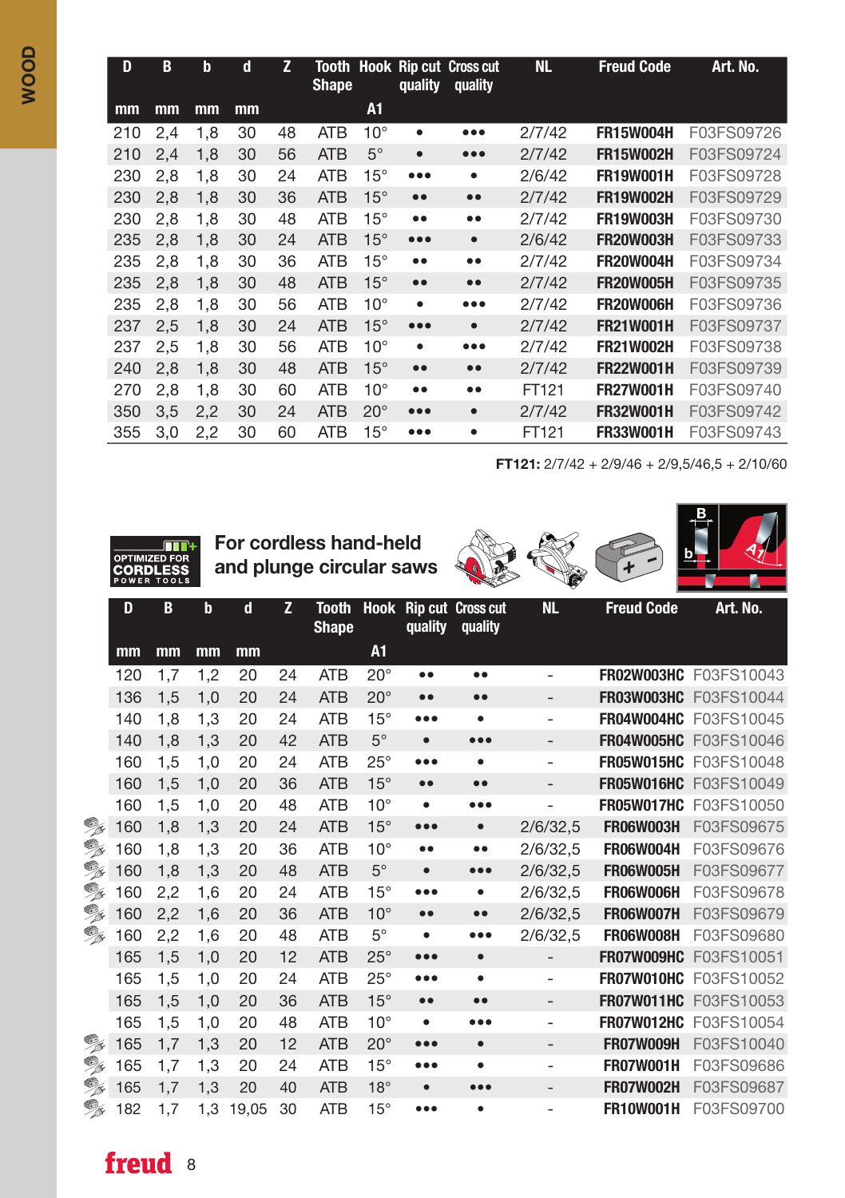| D | B | b | d | Z | Tooth Shape | Hook | Rip cut quality | Cross cut quality | NL | Freud Code | Art. No. |
|---|---|---|---|---|---|---|---|---|---|---|---|
| mm | mm | mm | mm | | | A1 | | | | | |
| 210 | 2,4 | 1,8 | 30 | 48 | ATB | 10° | • | ••• | 2/7/42 | **FR15W004H** | F03FS09726 |
| 210 | 2,4 | 1,8 | 30 | 56 | ATB | 5° | • | ••• | 2/7/42 | **FR15W002H** | F03FS09724 |
| 230 | 2,8 | 1,8 | 30 | 24 | ATB | 15° | ••• | • | 2/6/42 | **FR19W001H** | F03FS09728 |
| 230 | 2,8 | 1,8 | 30 | 36 | ATB | 15° | •• | •• | 2/7/42 | **FR19W002H** | F03FS09729 |
| 230 | 2,8 | 1,8 | 30 | 48 | ATB | 15° | •• | •• | 2/7/42 | **FR19W003H** | F03FS09730 |
| 235 | 2,8 | 1,8 | 30 | 24 | ATB | 15° | ••• | • | 2/6/42 | **FR20W003H** | F03FS09733 |
| 235 | 2,8 | 1,8 | 30 | 36 | ATB | 15° | •• | •• | 2/7/42 | **FR20W004H** | F03FS09734 |
| 235 | 2,8 | 1,8 | 30 | 48 | ATB | 15° | •• | •• | 2/7/42 | **FR20W005H** | F03FS09735 |
| 235 | 2,8 | 1,8 | 30 | 56 | ATB | 10° | • | ••• | 2/7/42 | **FR20W006H** | F03FS09736 |
| 237 | 2,5 | 1,8 | 30 | 24 | ATB | 15° | ••• | • | 2/7/42 | **FR21W001H** | F03FS09737 |
| 237 | 2,5 | 1,8 | 30 | 56 | ATB | 10° | • | ••• | 2/7/42 | **FR21W002H** | F03FS09738 |
| 240 | 2,8 | 1,8 | 30 | 48 | ATB | 15° | •• | •• | 2/7/42 | **FR22W001H** | F03FS09739 |
| 270 | 2,8 | 1,8 | 30 | 60 | ATB | 10° | •• | •• | FT121 | **FR27W001H** | F03FS09740 |
| 350 | 3,5 | 2,2 | 30 | 24 | ATB | 20° | ••• | • | 2/7/42 | **FR32W001H** | F03FS09742 |
| 355 | 3,0 | 2,2 | 30 | 60 | ATB | 15° | ••• | • | FT121 | **FR33W001H** | F03FS09743 |

**FT121:** 2/7/42 + 2/9/46 + 2/9,5/46,5 + 2/10/60

OPTIMIZED FOR CORDLESS POWER TOOLS

## For cordless hand-held and plunge circular saws

| D | B | b | d | Z | Tooth Shape | Hook | Rip cut quality | Cross cut quality | NL | Freud Code | Art. No. |
|---|---|---|---|---|---|---|---|---|---|---|---|
| mm | mm | mm | mm | | | A1 | | | | | |
| 120 | 1,7 | 1,2 | 20 | 24 | ATB | 20° | •• | •• | - | **FR02W003HC** | F03FS10043 |
| 136 | 1,5 | 1,0 | 20 | 24 | ATB | 20° | •• | •• | - | **FR03W003HC** | F03FS10044 |
| 140 | 1,8 | 1,3 | 20 | 24 | ATB | 15° | ••• | • | - | **FR04W004HC** | F03FS10045 |
| 140 | 1,8 | 1,3 | 20 | 42 | ATB | 5° | • | ••• | - | **FR04W005HC** | F03FS10046 |
| 160 | 1,5 | 1,0 | 20 | 24 | ATB | 25° | ••• | • | - | **FR05W015HC** | F03FS10048 |
| 160 | 1,5 | 1,0 | 20 | 36 | ATB | 15° | •• | •• | - | **FR05W016HC** | F03FS10049 |
| 160 | 1,5 | 1,0 | 20 | 48 | ATB | 10° | • | ••• | - | **FR05W017HC** | F03FS10050 |
| 160 | 1,8 | 1,3 | 20 | 24 | ATB | 15° | ••• | • | 2/6/32,5 | **FR06W003H** | F03FS09675 |
| 160 | 1,8 | 1,3 | 20 | 36 | ATB | 10° | •• | •• | 2/6/32,5 | **FR06W004H** | F03FS09676 |
| 160 | 1,8 | 1,3 | 20 | 48 | ATB | 5° | • | ••• | 2/6/32,5 | **FR06W005H** | F03FS09677 |
| 160 | 2,2 | 1,6 | 20 | 24 | ATB | 15° | ••• | • | 2/6/32,5 | **FR06W006H** | F03FS09678 |
| 160 | 2,2 | 1,6 | 20 | 36 | ATB | 10° | •• | •• | 2/6/32,5 | **FR06W007H** | F03FS09679 |
| 160 | 2,2 | 1,6 | 20 | 48 | ATB | 5° | • | ••• | 2/6/32,5 | **FR06W008H** | F03FS09680 |
| 165 | 1,5 | 1,0 | 20 | 12 | ATB | 25° | ••• | • | - | **FR07W009HC** | F03FS10051 |
| 165 | 1,5 | 1,0 | 20 | 24 | ATB | 25° | ••• | • | - | **FR07W010HC** | F03FS10052 |
| 165 | 1,5 | 1,0 | 20 | 36 | ATB | 15° | •• | •• | - | **FR07W011HC** | F03FS10053 |
| 165 | 1,5 | 1,0 | 20 | 48 | ATB | 10° | • | ••• | - | **FR07W012HC** | F03FS10054 |
| 165 | 1,7 | 1,3 | 20 | 12 | ATB | 20° | ••• | • | - | **FR07W009H** | F03FS10040 |
| 165 | 1,7 | 1,3 | 20 | 24 | ATB | 15° | ••• | • | - | **FR07W001H** | F03FS09686 |
| 165 | 1,7 | 1,3 | 20 | 40 | ATB | 18° | • | ••• | - | **FR07W002H** | F03FS09687 |
| 182 | 1,7 | 1,3 | 19,05 | 30 | ATB | 15° | ••• | • | - | **FR10W001H** | F03FS09700 |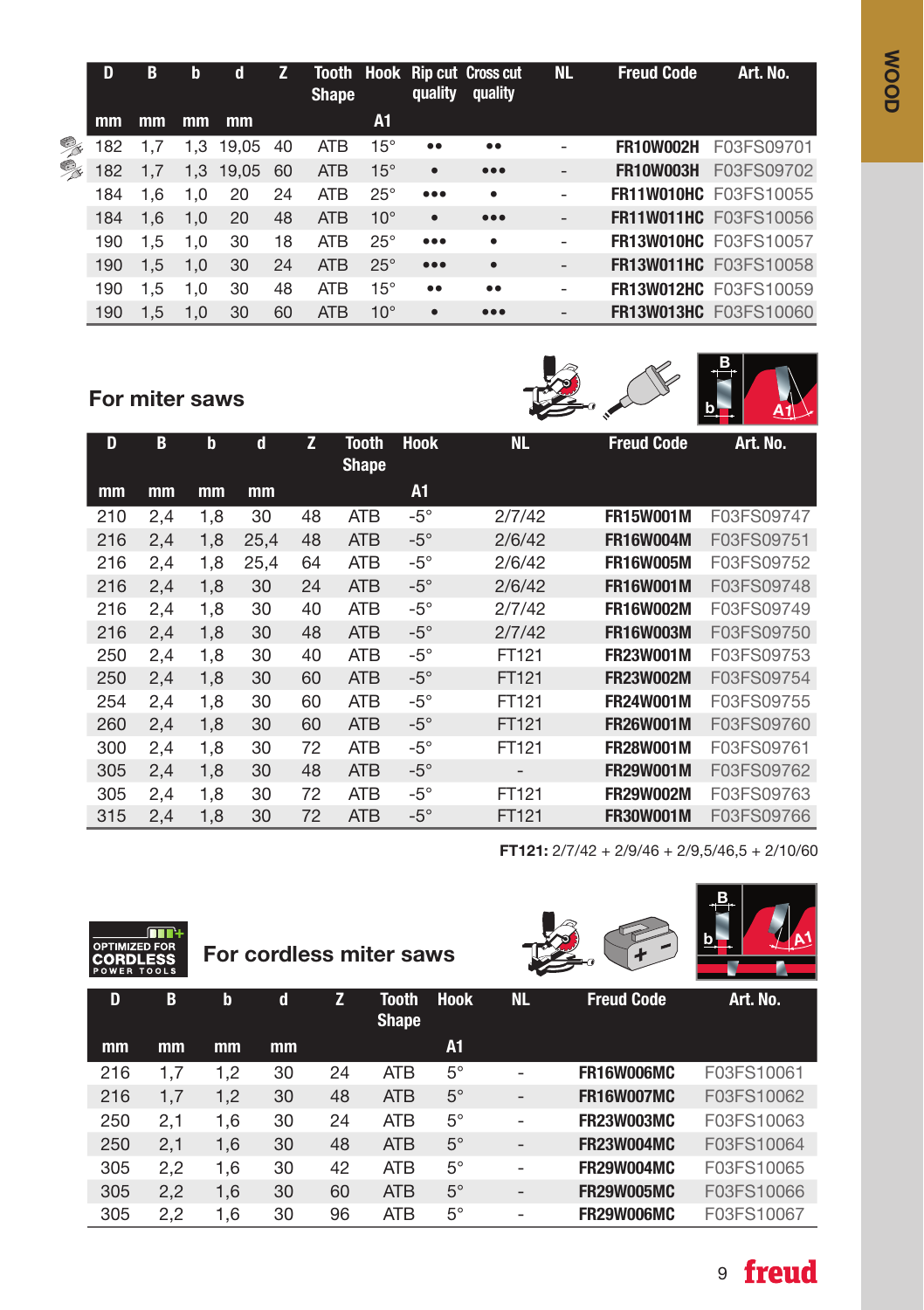| D | B | b | d | Z | Tooth Shape | Hook | Rip cut quality | Cross cut quality | NL | Freud Code | Art. No. |
|---|---|---|---|---|---|---|---|---|---|---|---|
| mm | mm | mm | mm | | | A1 | | | | | |
| 182 | 1,7 | 1,3 | 19,05 | 40 | ATB | 15° | •• | •• | - | **FR10W002H** | F03FS09701 |
| 182 | 1,7 | 1,3 | 19,05 | 60 | ATB | 15° | • | ••• | - | **FR10W003H** | F03FS09702 |
| 184 | 1,6 | 1,0 | 20 | 24 | ATB | 25° | ••• | • | - | **FR11W010HC** | F03FS10055 |
| 184 | 1,6 | 1,0 | 20 | 48 | ATB | 10° | • | ••• | - | **FR11W011HC** | F03FS10056 |
| 190 | 1,5 | 1,0 | 30 | 18 | ATB | 25° | ••• | • | - | **FR13W010HC** | F03FS10057 |
| 190 | 1,5 | 1,0 | 30 | 24 | ATB | 25° | ••• | • | - | **FR13W011HC** | F03FS10058 |
| 190 | 1,5 | 1,0 | 30 | 48 | ATB | 15° | •• | •• | - | **FR13W012HC** | F03FS10059 |
| 190 | 1,5 | 1,0 | 30 | 60 | ATB | 10° | • | ••• | - | **FR13W013HC** | F03FS10060 |

## For miter saws

| D | B | b | d | Z | Tooth Shape | Hook | NL | Freud Code | Art. No. |
|---|---|---|---|---|---|---|---|---|---|
| mm | mm | mm | mm | | | A1 | | | |
| 210 | 2,4 | 1,8 | 30 | 48 | ATB | -5° | 2/7/42 | **FR15W001M** | F03FS09747 |
| 216 | 2,4 | 1,8 | 25,4 | 48 | ATB | -5° | 2/6/42 | **FR16W004M** | F03FS09751 |
| 216 | 2,4 | 1,8 | 25,4 | 64 | ATB | -5° | 2/6/42 | **FR16W005M** | F03FS09752 |
| 216 | 2,4 | 1,8 | 30 | 24 | ATB | -5° | 2/6/42 | **FR16W001M** | F03FS09748 |
| 216 | 2,4 | 1,8 | 30 | 40 | ATB | -5° | 2/7/42 | **FR16W002M** | F03FS09749 |
| 216 | 2,4 | 1,8 | 30 | 48 | ATB | -5° | 2/7/42 | **FR16W003M** | F03FS09750 |
| 250 | 2,4 | 1,8 | 30 | 40 | ATB | -5° | FT121 | **FR23W001M** | F03FS09753 |
| 250 | 2,4 | 1,8 | 30 | 60 | ATB | -5° | FT121 | **FR23W002M** | F03FS09754 |
| 254 | 2,4 | 1,8 | 30 | 60 | ATB | -5° | FT121 | **FR24W001M** | F03FS09755 |
| 260 | 2,4 | 1,8 | 30 | 60 | ATB | -5° | FT121 | **FR26W001M** | F03FS09760 |
| 300 | 2,4 | 1,8 | 30 | 72 | ATB | -5° | FT121 | **FR28W001M** | F03FS09761 |
| 305 | 2,4 | 1,8 | 30 | 48 | ATB | -5° | - | **FR29W001M** | F03FS09762 |
| 305 | 2,4 | 1,8 | 30 | 72 | ATB | -5° | FT121 | **FR29W002M** | F03FS09763 |
| 315 | 2,4 | 1,8 | 30 | 72 | ATB | -5° | FT121 | **FR30W001M** | F03FS09766 |

**FT121:** 2/7/42 + 2/9/46 + 2/9,5/46,5 + 2/10/60

OPTIMIZED FOR CORDLESS POWER TOOLS

## For cordless miter saws

| D | B | b | d | Z | Tooth Shape | Hook | NL | Freud Code | Art. No. |
|---|---|---|---|---|---|---|---|---|---|
| mm | mm | mm | mm | | | A1 | | | |
| 216 | 1,7 | 1,2 | 30 | 24 | ATB | 5° | - | **FR16W006MC** | F03FS10061 |
| 216 | 1,7 | 1,2 | 30 | 48 | ATB | 5° | - | **FR16W007MC** | F03FS10062 |
| 250 | 2,1 | 1,6 | 30 | 24 | ATB | 5° | - | **FR23W003MC** | F03FS10063 |
| 250 | 2,1 | 1,6 | 30 | 48 | ATB | 5° | - | **FR23W004MC** | F03FS10064 |
| 305 | 2,2 | 1,6 | 30 | 42 | ATB | 5° | - | **FR29W004MC** | F03FS10065 |
| 305 | 2,2 | 1,6 | 30 | 60 | ATB | 5° | - | **FR29W005MC** | F03FS10066 |
| 305 | 2,2 | 1,6 | 30 | 96 | ATB | 5° | - | **FR29W006MC** | F03FS10067 |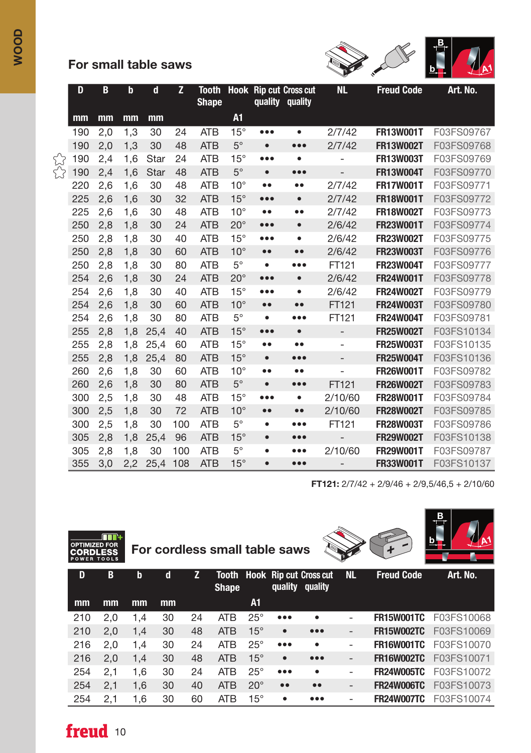## For small table saws

| D | B | b | d | Z | Tooth Shape | Hook | Rip cut quality | Cross cut quality | NL | Freud Code | Art. No. |
|---|---|---|---|---|---|---|---|---|---|---|---|
| mm | mm | mm | mm | | | A1 | | | | | |
| 190 | 2,0 | 1,3 | 30 | 24 | ATB | 15° | ••• | • | 2/7/42 | **FR13W001T** | F03FS09767 |
| 190 | 2,0 | 1,3 | 30 | 48 | ATB | 5° | • | ••• | 2/7/42 | **FR13W002T** | F03FS09768 |
| 190 | 2,4 | 1,6 | Star | 24 | ATB | 15° | ••• | • | - | **FR13W003T** | F03FS09769 |
| 190 | 2,4 | 1,6 | Star | 48 | ATB | 5° | • | ••• | - | **FR13W004T** | F03FS09770 |
| 220 | 2,6 | 1,6 | 30 | 48 | ATB | 10° | •• | •• | 2/7/42 | **FR17W001T** | F03FS09771 |
| 225 | 2,6 | 1,6 | 30 | 32 | ATB | 15° | ••• | • | 2/7/42 | **FR18W001T** | F03FS09772 |
| 225 | 2,6 | 1,6 | 30 | 48 | ATB | 10° | •• | •• | 2/7/42 | **FR18W002T** | F03FS09773 |
| 250 | 2,8 | 1,8 | 30 | 24 | ATB | 20° | ••• | • | 2/6/42 | **FR23W001T** | F03FS09774 |
| 250 | 2,8 | 1,8 | 30 | 40 | ATB | 15° | ••• | • | 2/6/42 | **FR23W002T** | F03FS09775 |
| 250 | 2,8 | 1,8 | 30 | 60 | ATB | 10° | •• | •• | 2/6/42 | **FR23W003T** | F03FS09776 |
| 250 | 2,8 | 1,8 | 30 | 80 | ATB | 5° | • | ••• | FT121 | **FR23W004T** | F03FS09777 |
| 254 | 2,6 | 1,8 | 30 | 24 | ATB | 20° | ••• | • | 2/6/42 | **FR24W001T** | F03FS09778 |
| 254 | 2,6 | 1,8 | 30 | 40 | ATB | 15° | ••• | • | 2/6/42 | **FR24W002T** | F03FS09779 |
| 254 | 2,6 | 1,8 | 30 | 60 | ATB | 10° | •• | •• | FT121 | **FR24W003T** | F03FS09780 |
| 254 | 2,6 | 1,8 | 30 | 80 | ATB | 5° | • | ••• | FT121 | **FR24W004T** | F03FS09781 |
| 255 | 2,8 | 1,8 | 25,4 | 40 | ATB | 15° | ••• | • | - | **FR25W002T** | F03FS10134 |
| 255 | 2,8 | 1,8 | 25,4 | 60 | ATB | 15° | •• | •• | - | **FR25W003T** | F03FS10135 |
| 255 | 2,8 | 1,8 | 25,4 | 80 | ATB | 15° | • | ••• | - | **FR25W004T** | F03FS10136 |
| 260 | 2,6 | 1,8 | 30 | 60 | ATB | 10° | •• | •• | - | **FR26W001T** | F03FS09782 |
| 260 | 2,6 | 1,8 | 30 | 80 | ATB | 5° | • | ••• | FT121 | **FR26W002T** | F03FS09783 |
| 300 | 2,5 | 1,8 | 30 | 48 | ATB | 15° | ••• | • | 2/10/60 | **FR28W001T** | F03FS09784 |
| 300 | 2,5 | 1,8 | 30 | 72 | ATB | 10° | •• | •• | 2/10/60 | **FR28W002T** | F03FS09785 |
| 300 | 2,5 | 1,8 | 30 | 100 | ATB | 5° | • | ••• | FT121 | **FR28W003T** | F03FS09786 |
| 305 | 2,8 | 1,8 | 25,4 | 96 | ATB | 15° | • | ••• | - | **FR29W002T** | F03FS10138 |
| 305 | 2,8 | 1,8 | 30 | 100 | ATB | 5° | • | ••• | 2/10/60 | **FR29W001T** | F03FS09787 |
| 355 | 3,0 | 2,2 | 25,4 | 108 | ATB | 15° | • | ••• | - | **FR33W001T** | F03FS10137 |

**FT121:** 2/7/42 + 2/9/46 + 2/9,5/46,5 + 2/10/60

OPTIMIZED FOR CORDLESS POWER TOOLS

## For cordless small table saws

| D | B | b | d | Z | Tooth Shape | Hook | Rip cut quality | Cross cut quality | NL | Freud Code | Art. No. |
|---|---|---|---|---|---|---|---|---|---|---|---|
| mm | mm | mm | mm | | | A1 | | | | | |
| 210 | 2,0 | 1,4 | 30 | 24 | ATB | 25° | ••• | • | - | **FR15W001TC** | F03FS10068 |
| 210 | 2,0 | 1,4 | 30 | 48 | ATB | 15° | • | ••• | - | **FR15W002TC** | F03FS10069 |
| 216 | 2,0 | 1,4 | 30 | 24 | ATB | 25° | ••• | • | - | **FR16W001TC** | F03FS10070 |
| 216 | 2,0 | 1,4 | 30 | 48 | ATB | 15° | • | ••• | - | **FR16W002TC** | F03FS10071 |
| 254 | 2,1 | 1,6 | 30 | 24 | ATB | 25° | ••• | • | - | **FR24W005TC** | F03FS10072 |
| 254 | 2,1 | 1,6 | 30 | 40 | ATB | 20° | •• | •• | - | **FR24W006TC** | F03FS10073 |
| 254 | 2,1 | 1,6 | 30 | 60 | ATB | 15° | • | ••• | - | **FR24W007TC** | F03FS10074 |